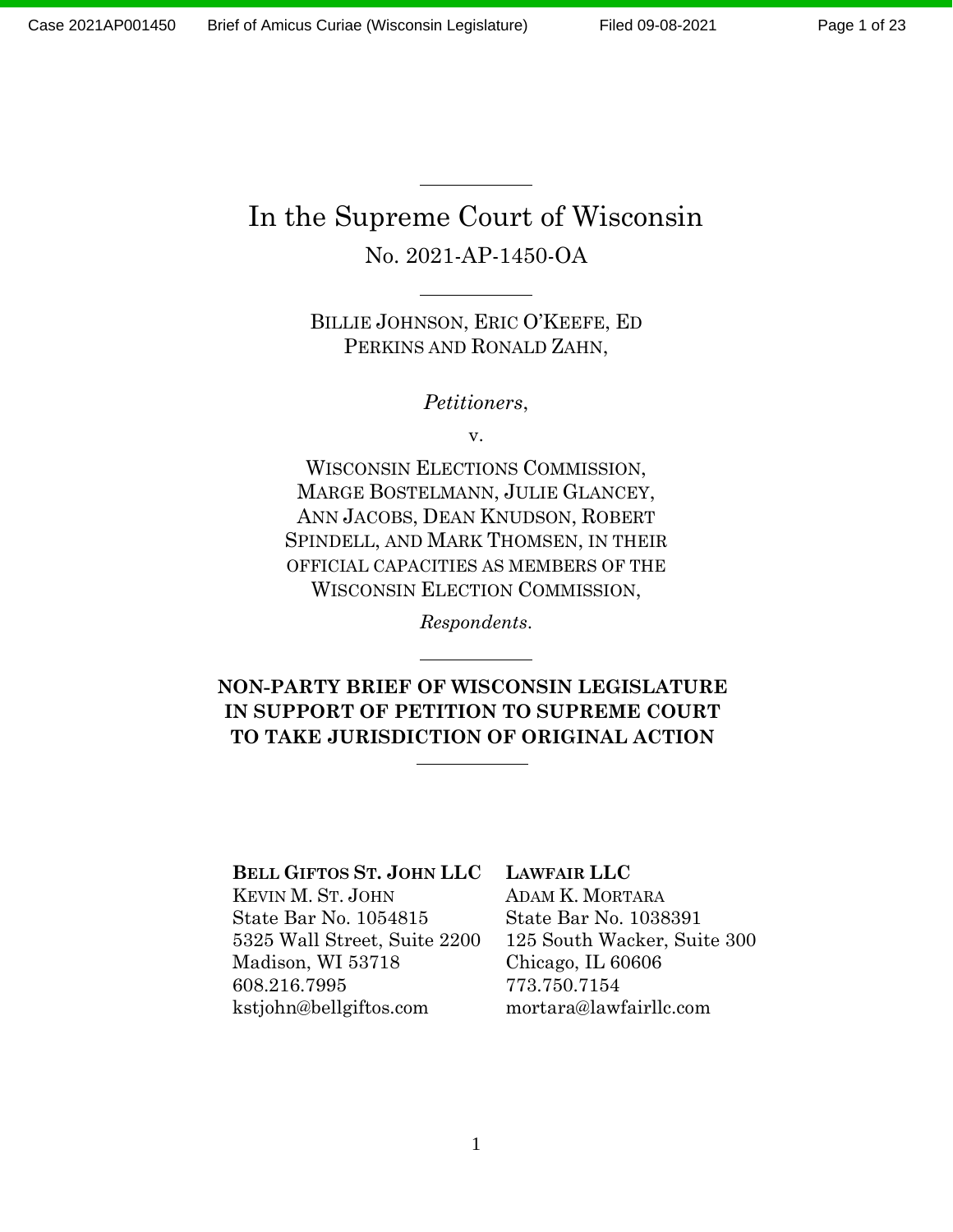# In the Supreme Court of Wisconsin

No. 2021-AP-1450-OA

---

BILLIE JOHNSON, ERIC O'KEEFE, ED PERKINS AND RONALD ZAHN,

*Petitioners*,

v.

WISCONSIN ELECTIONS COMMISSION, MARGE BOSTELMANN, JULIE GLANCEY, ANN JACOBS, DEAN KNUDSON, ROBERT SPINDELL, AND MARK THOMSEN, IN THEIR OFFICIAL CAPACITIES AS MEMBERS OF THE WISCONSIN ELECTION COMMISSION,

*Respondents*.

---

**NON-PARTY BRIEF OF WISCONSIN LEGISLATURE IN SUPPORT OF PETITION TO SUPREME COURT TO TAKE JURISDICTION OF ORIGINAL ACTION**

---

**BELL GIFTOS ST. JOHN LLC**
KEVIN M. ST. JOHN
State Bar No. 1054815
5325 Wall Street, Suite 2200
Madison, WI 53718
608.216.7995
kstjohn@bellgiftos.com

**LAWFAIR LLC**
ADAM K. MORTARA
State Bar No. 1038391
125 South Wacker, Suite 300
Chicago, IL 60606
773.750.7154
mortara@lawfairllc.com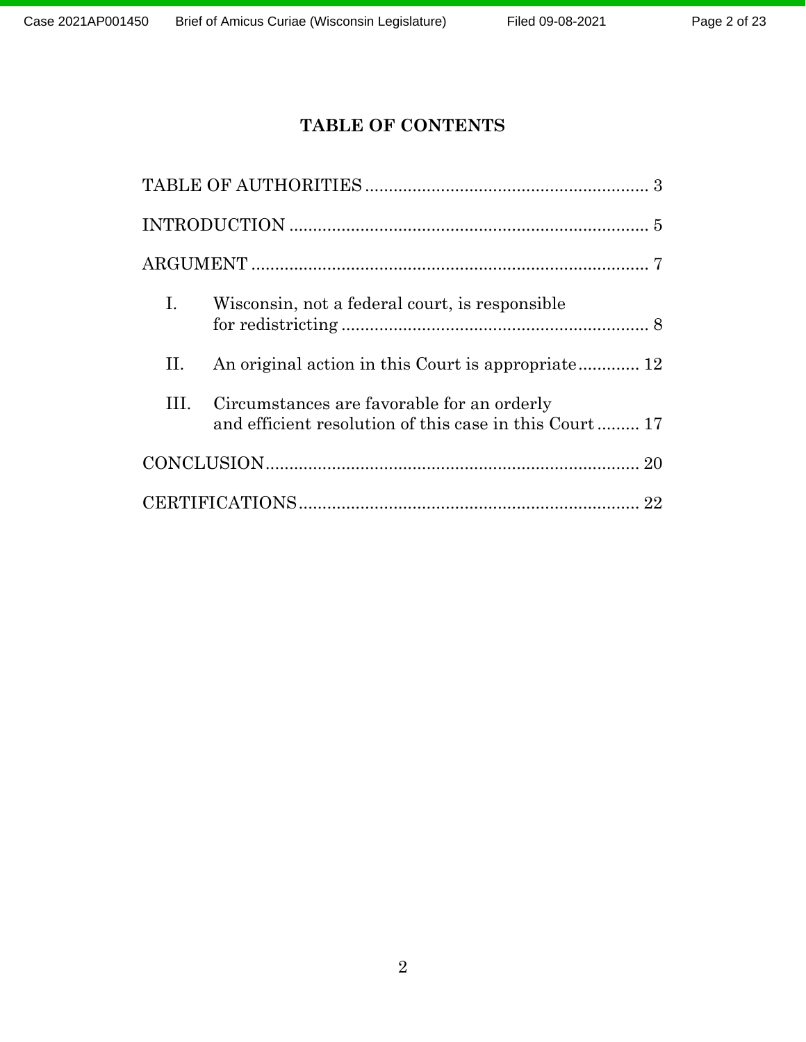# TABLE OF CONTENTS

TABLE OF AUTHORITIES ........................................................... 3

INTRODUCTION ........................................................................... 5

ARGUMENT ................................................................................... 7

I. Wisconsin, not a federal court, is responsible for redistricting ................................................................. 8

II. An original action in this Court is appropriate ............. 12

III. Circumstances are favorable for an orderly and efficient resolution of this case in this Court ......... 17

CONCLUSION ............................................................................... 20

CERTIFICATIONS ........................................................................ 22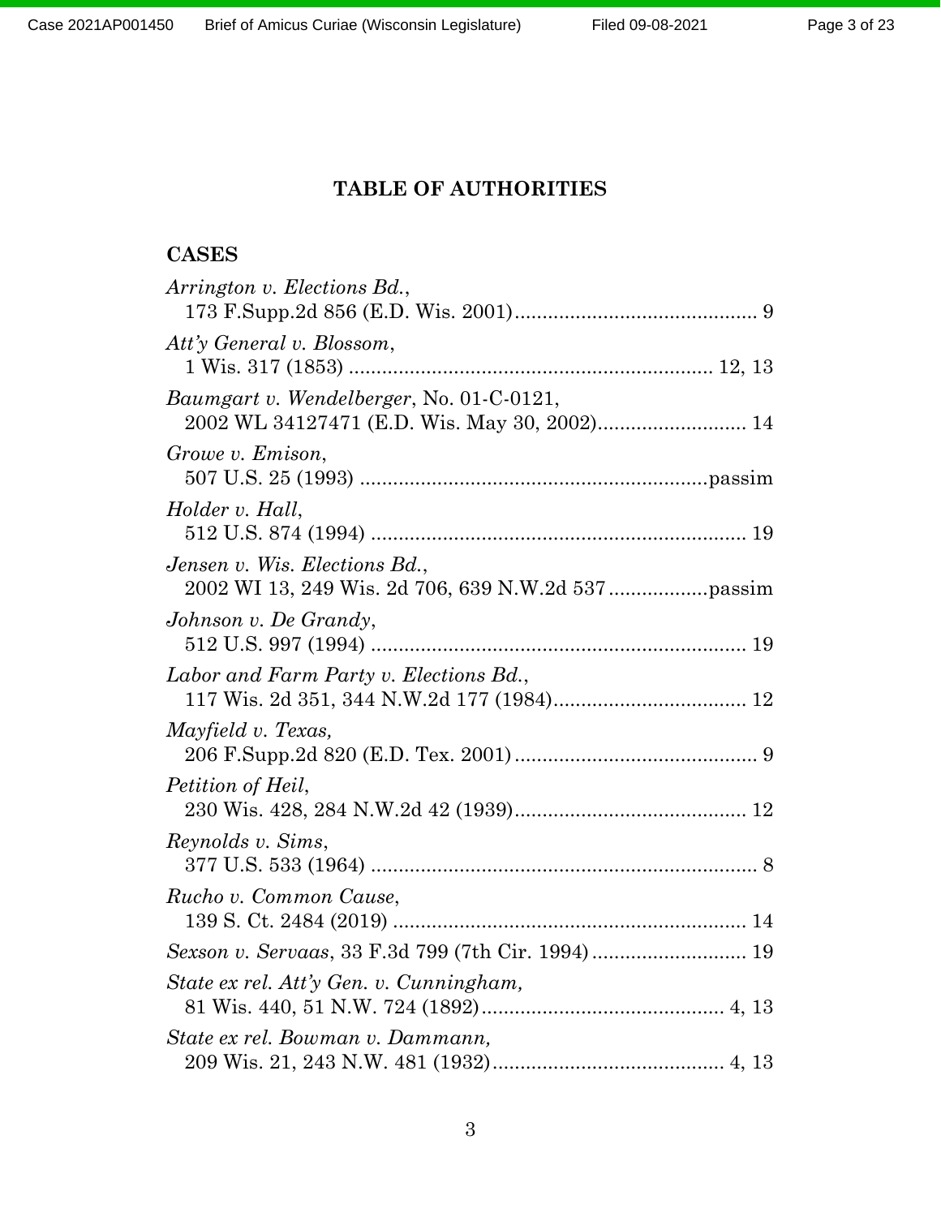## TABLE OF AUTHORITIES

### CASES

*Arrington v. Elections Bd.*,
173 F.Supp.2d 856 (E.D. Wis. 2001) ............................................ 9

*Att'y General v. Blossom*,
1 Wis. 317 (1853) .................................................................. 12, 13

*Baumgart v. Wendelberger*, No. 01-C-0121,
2002 WL 34127471 (E.D. Wis. May 30, 2002)........................... 14

*Growe v. Emison*,
507 U.S. 25 (1993) ..............................................................passim

*Holder v. Hall*,
512 U.S. 874 (1994) .................................................................... 19

*Jensen v. Wis. Elections Bd.*,
2002 WI 13, 249 Wis. 2d 706, 639 N.W.2d 537..................passim

*Johnson v. De Grandy*,
512 U.S. 997 (1994) .................................................................... 19

*Labor and Farm Party v. Elections Bd.*,
117 Wis. 2d 351, 344 N.W.2d 177 (1984)................................... 12

*Mayfield v. Texas,*
206 F.Supp.2d 820 (E.D. Tex. 2001)............................................ 9

*Petition of Heil*,
230 Wis. 428, 284 N.W.2d 42 (1939).......................................... 12

*Reynolds v. Sims*,
377 U.S. 533 (1964) ...................................................................... 8

*Rucho v. Common Cause*,
139 S. Ct. 2484 (2019) ................................................................ 14

*Sexson v. Servaas*, 33 F.3d 799 (7th Cir. 1994)............................ 19

*State ex rel. Att'y Gen. v. Cunningham,*
81 Wis. 440, 51 N.W. 724 (1892)............................................ 4, 13

*State ex rel. Bowman v. Dammann,*
209 Wis. 21, 243 N.W. 481 (1932).......................................... 4, 13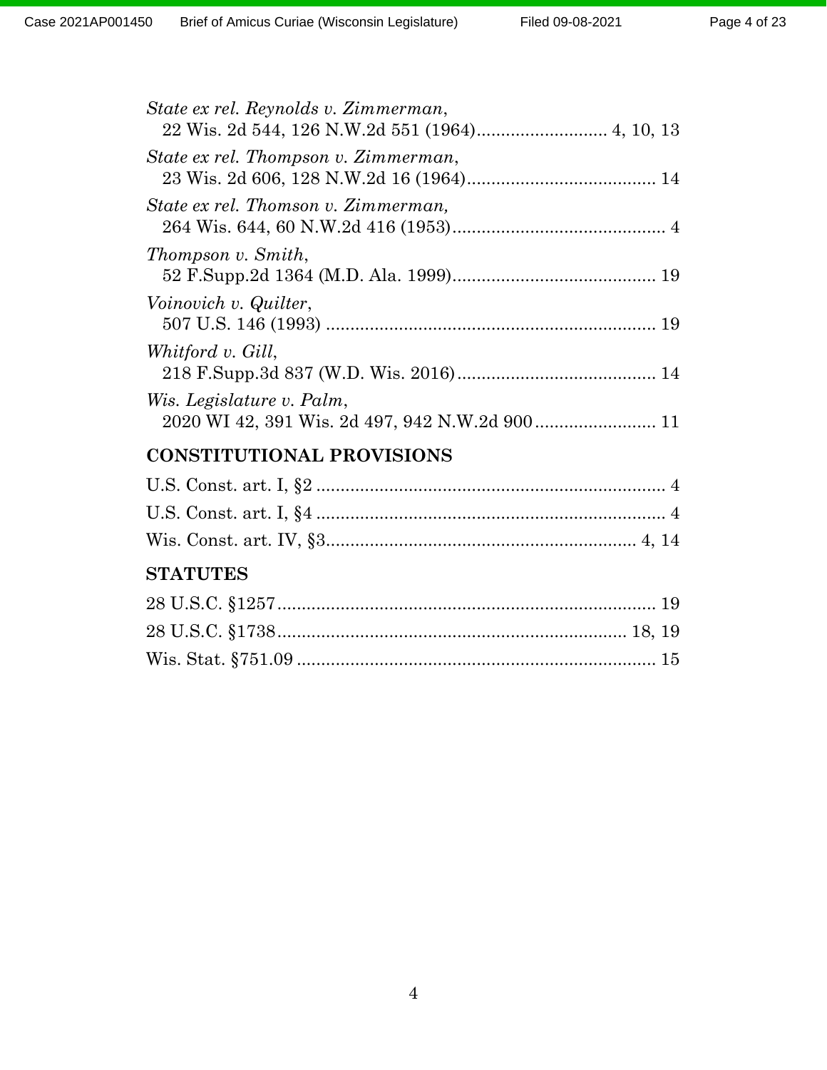*State ex rel. Reynolds v. Zimmerman*,
22 Wis. 2d 544, 126 N.W.2d 551 (1964)........................... 4, 10, 13

*State ex rel. Thompson v. Zimmerman*,
23 Wis. 2d 606, 128 N.W.2d 16 (1964)....................................... 14

*State ex rel. Thomson v. Zimmerman,*
264 Wis. 644, 60 N.W.2d 416 (1953)............................................ 4

*Thompson v. Smith*,
52 F.Supp.2d 1364 (M.D. Ala. 1999).......................................... 19

*Voinovich v. Quilter*,
507 U.S. 146 (1993) .................................................................... 19

*Whitford v. Gill*,
218 F.Supp.3d 837 (W.D. Wis. 2016)......................................... 14

*Wis. Legislature v. Palm*,
2020 WI 42, 391 Wis. 2d 497, 942 N.W.2d 900......................... 11

## CONSTITUTIONAL PROVISIONS

U.S. Const. art. I, §2 ......................................................................... 4

U.S. Const. art. I, §4 ......................................................................... 4

Wis. Const. art. IV, §3................................................................ 4, 14

## STATUTES

28 U.S.C. §1257.............................................................................. 19

28 U.S.C. §1738........................................................................ 18, 19

Wis. Stat. §751.09 .......................................................................... 15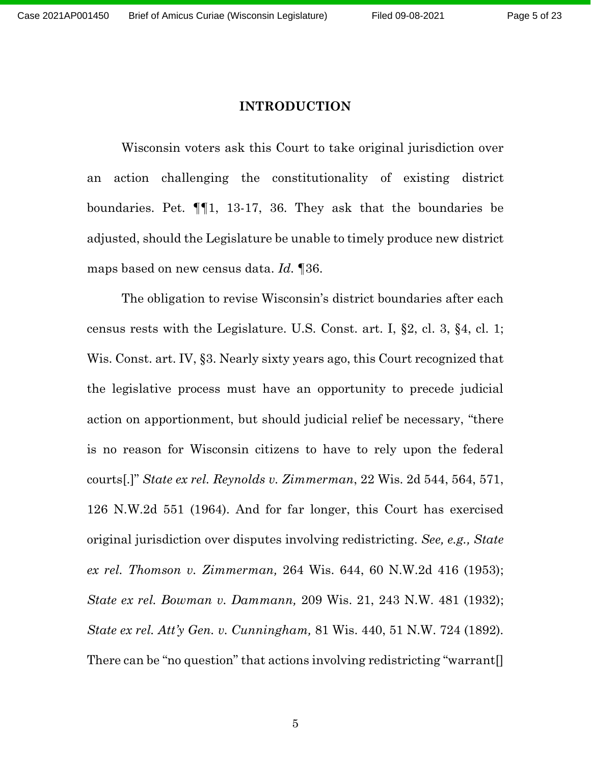# INTRODUCTION

Wisconsin voters ask this Court to take original jurisdiction over an action challenging the constitutionality of existing district boundaries. Pet. ¶¶1, 13-17, 36. They ask that the boundaries be adjusted, should the Legislature be unable to timely produce new district maps based on new census data. *Id.* ¶36.

The obligation to revise Wisconsin's district boundaries after each census rests with the Legislature. U.S. Const. art. I, §2, cl. 3, §4, cl. 1; Wis. Const. art. IV, §3. Nearly sixty years ago, this Court recognized that the legislative process must have an opportunity to precede judicial action on apportionment, but should judicial relief be necessary, "there is no reason for Wisconsin citizens to have to rely upon the federal courts[.]" *State ex rel. Reynolds v. Zimmerman*, 22 Wis. 2d 544, 564, 571, 126 N.W.2d 551 (1964). And for far longer, this Court has exercised original jurisdiction over disputes involving redistricting. *See, e.g., State ex rel. Thomson v. Zimmerman,* 264 Wis. 644, 60 N.W.2d 416 (1953); *State ex rel. Bowman v. Dammann,* 209 Wis. 21, 243 N.W. 481 (1932); *State ex rel. Att'y Gen. v. Cunningham,* 81 Wis. 440, 51 N.W. 724 (1892). There can be "no question" that actions involving redistricting "warrant[]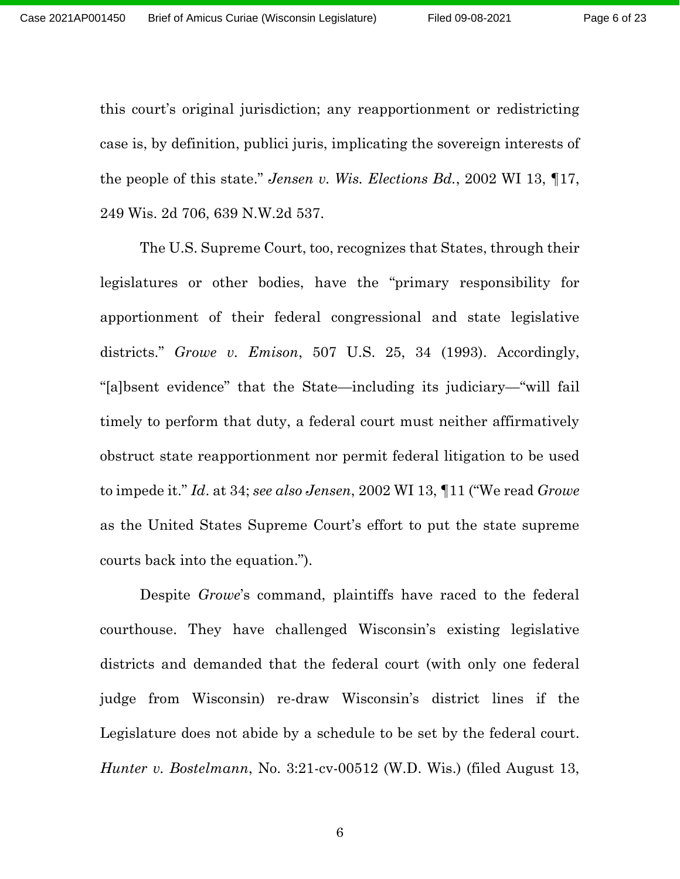this court's original jurisdiction; any reapportionment or redistricting case is, by definition, publici juris, implicating the sovereign interests of the people of this state." *Jensen v. Wis. Elections Bd.*, 2002 WI 13, ¶17, 249 Wis. 2d 706, 639 N.W.2d 537.

The U.S. Supreme Court, too, recognizes that States, through their legislatures or other bodies, have the "primary responsibility for apportionment of their federal congressional and state legislative districts." *Growe v. Emison*, 507 U.S. 25, 34 (1993). Accordingly, "[a]bsent evidence" that the State—including its judiciary—"will fail timely to perform that duty, a federal court must neither affirmatively obstruct state reapportionment nor permit federal litigation to be used to impede it." *Id*. at 34; *see also Jensen*, 2002 WI 13, ¶11 ("We read *Growe* as the United States Supreme Court's effort to put the state supreme courts back into the equation.").

Despite *Growe*'s command, plaintiffs have raced to the federal courthouse. They have challenged Wisconsin's existing legislative districts and demanded that the federal court (with only one federal judge from Wisconsin) re-draw Wisconsin's district lines if the Legislature does not abide by a schedule to be set by the federal court. *Hunter v. Bostelmann*, No. 3:21-cv-00512 (W.D. Wis.) (filed August 13,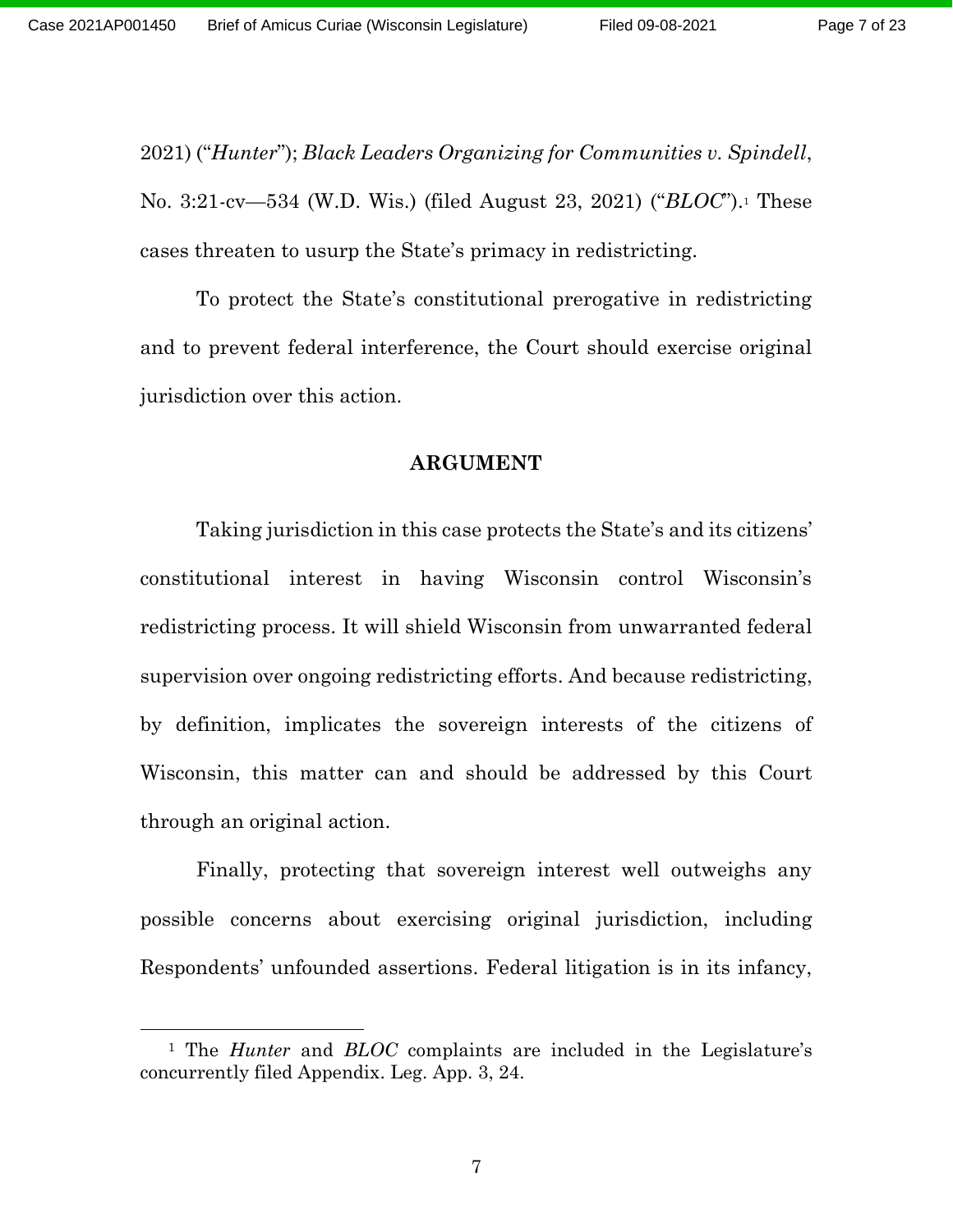2021) ("*Hunter*"); *Black Leaders Organizing for Communities v. Spindell*, No. 3:21-cv—534 (W.D. Wis.) (filed August 23, 2021) ("*BLOC*").[1] These cases threaten to usurp the State's primacy in redistricting.

To protect the State's constitutional prerogative in redistricting and to prevent federal interference, the Court should exercise original jurisdiction over this action.

## ARGUMENT

Taking jurisdiction in this case protects the State's and its citizens' constitutional interest in having Wisconsin control Wisconsin's redistricting process. It will shield Wisconsin from unwarranted federal supervision over ongoing redistricting efforts. And because redistricting, by definition, implicates the sovereign interests of the citizens of Wisconsin, this matter can and should be addressed by this Court through an original action.

Finally, protecting that sovereign interest well outweighs any possible concerns about exercising original jurisdiction, including Respondents' unfounded assertions. Federal litigation is in its infancy,

---

[1] The *Hunter* and *BLOC* complaints are included in the Legislature's concurrently filed Appendix. Leg. App. 3, 24.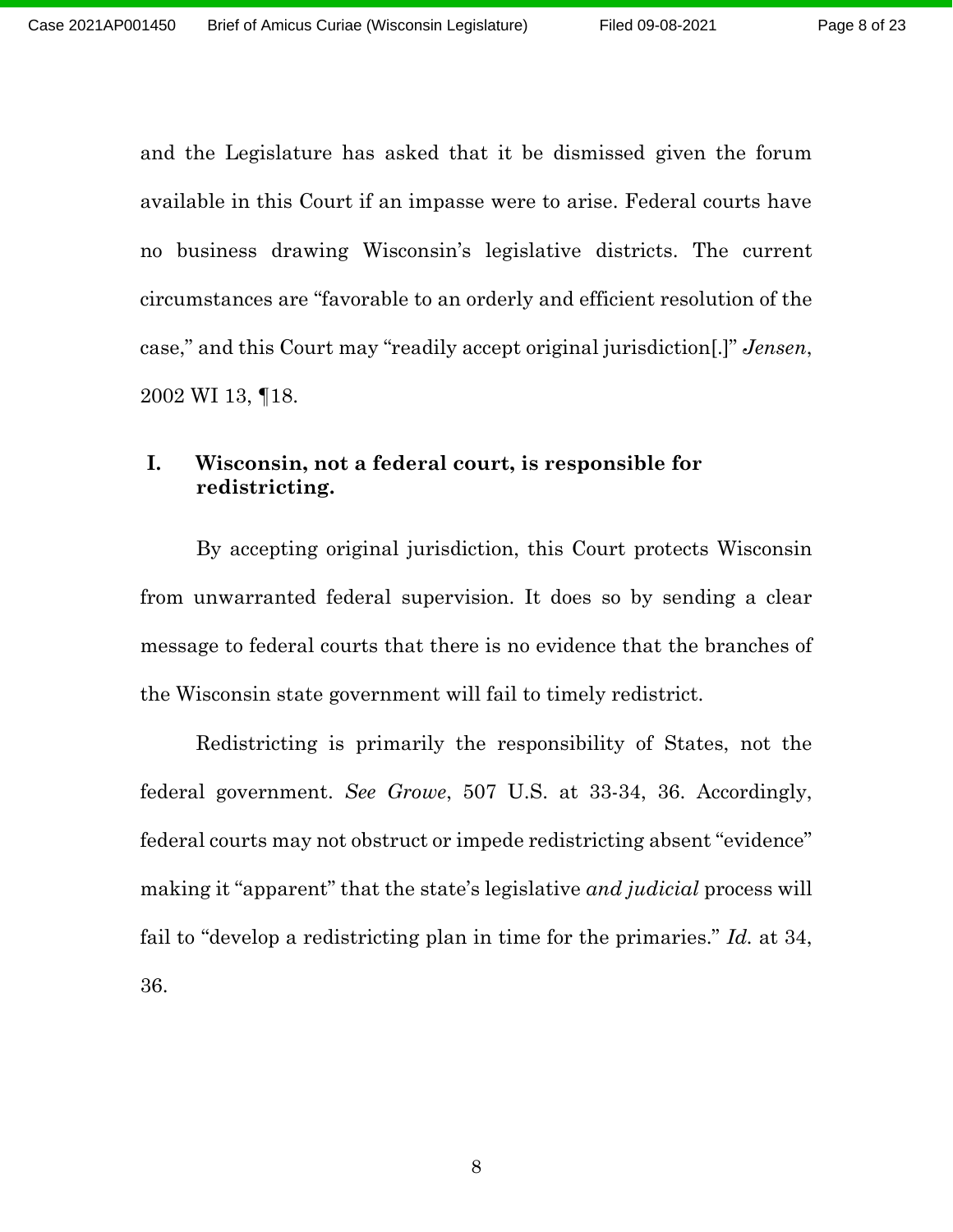and the Legislature has asked that it be dismissed given the forum available in this Court if an impasse were to arise. Federal courts have no business drawing Wisconsin's legislative districts. The current circumstances are "favorable to an orderly and efficient resolution of the case," and this Court may "readily accept original jurisdiction[.]" *Jensen*, 2002 WI 13, ¶18.

## I. Wisconsin, not a federal court, is responsible for redistricting.

By accepting original jurisdiction, this Court protects Wisconsin from unwarranted federal supervision. It does so by sending a clear message to federal courts that there is no evidence that the branches of the Wisconsin state government will fail to timely redistrict.

Redistricting is primarily the responsibility of States, not the federal government. *See Growe*, 507 U.S. at 33-34, 36. Accordingly, federal courts may not obstruct or impede redistricting absent "evidence" making it "apparent" that the state's legislative *and judicial* process will fail to "develop a redistricting plan in time for the primaries." *Id.* at 34, 36.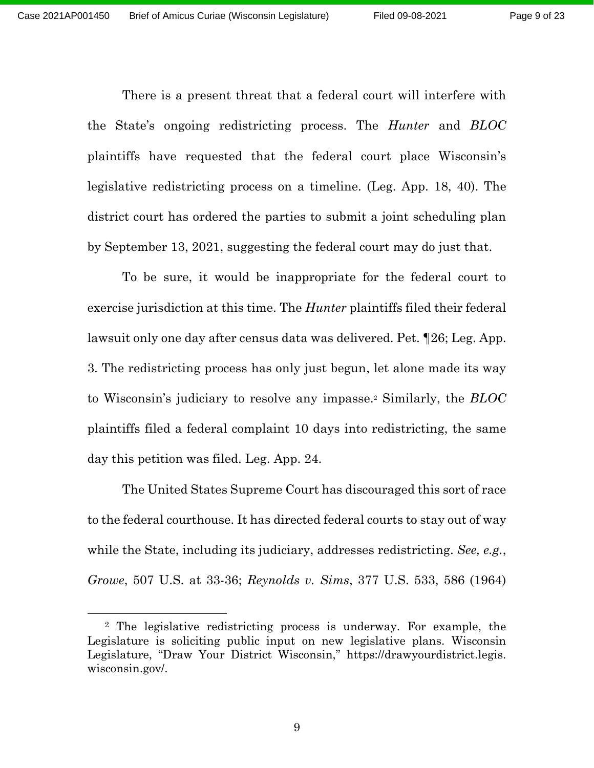There is a present threat that a federal court will interfere with the State's ongoing redistricting process. The *Hunter* and *BLOC* plaintiffs have requested that the federal court place Wisconsin's legislative redistricting process on a timeline. (Leg. App. 18, 40). The district court has ordered the parties to submit a joint scheduling plan by September 13, 2021, suggesting the federal court may do just that.

To be sure, it would be inappropriate for the federal court to exercise jurisdiction at this time. The *Hunter* plaintiffs filed their federal lawsuit only one day after census data was delivered. Pet. ¶26; Leg. App. 3. The redistricting process has only just begun, let alone made its way to Wisconsin's judiciary to resolve any impasse.[2] Similarly, the *BLOC* plaintiffs filed a federal complaint 10 days into redistricting, the same day this petition was filed. Leg. App. 24.

The United States Supreme Court has discouraged this sort of race to the federal courthouse. It has directed federal courts to stay out of way while the State, including its judiciary, addresses redistricting. *See, e.g.*, *Growe*, 507 U.S. at 33-36; *Reynolds v. Sims*, 377 U.S. 533, 586 (1964)

---

[2] The legislative redistricting process is underway. For example, the Legislature is soliciting public input on new legislative plans. Wisconsin Legislature, "Draw Your District Wisconsin," https://drawyourdistrict.legis.wisconsin.gov/.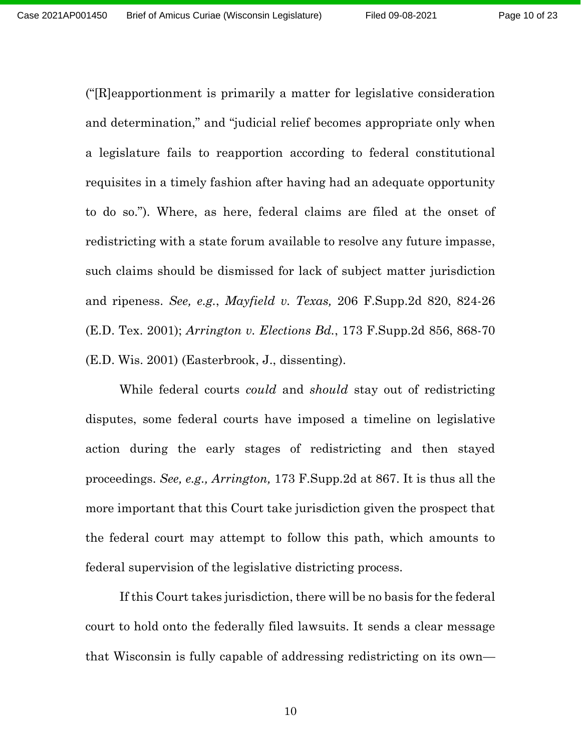("[R]eapportionment is primarily a matter for legislative consideration and determination," and "judicial relief becomes appropriate only when a legislature fails to reapportion according to federal constitutional requisites in a timely fashion after having had an adequate opportunity to do so."). Where, as here, federal claims are filed at the onset of redistricting with a state forum available to resolve any future impasse, such claims should be dismissed for lack of subject matter jurisdiction and ripeness. *See, e.g.*, *Mayfield v. Texas,* 206 F.Supp.2d 820, 824-26 (E.D. Tex. 2001); *Arrington v. Elections Bd.*, 173 F.Supp.2d 856, 868-70 (E.D. Wis. 2001) (Easterbrook, J., dissenting).

While federal courts *could* and *should* stay out of redistricting disputes, some federal courts have imposed a timeline on legislative action during the early stages of redistricting and then stayed proceedings. *See, e.g., Arrington,* 173 F.Supp.2d at 867. It is thus all the more important that this Court take jurisdiction given the prospect that the federal court may attempt to follow this path, which amounts to federal supervision of the legislative districting process.

If this Court takes jurisdiction, there will be no basis for the federal court to hold onto the federally filed lawsuits. It sends a clear message that Wisconsin is fully capable of addressing redistricting on its own—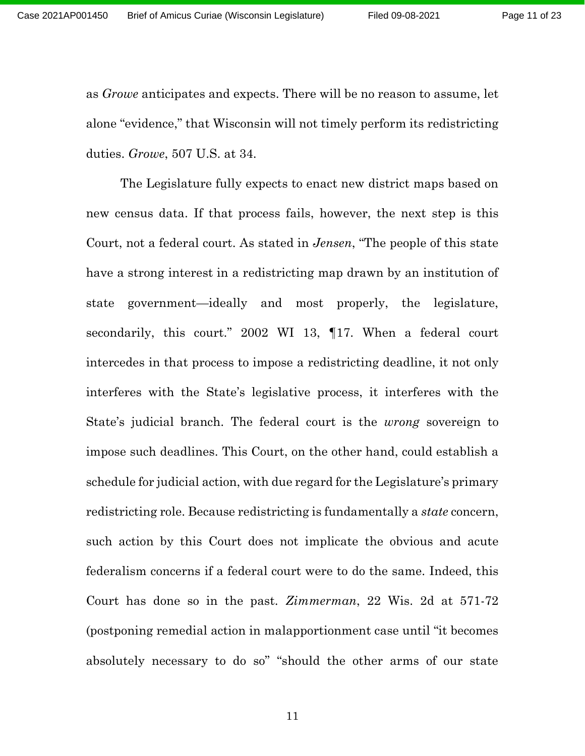as *Growe* anticipates and expects. There will be no reason to assume, let alone "evidence," that Wisconsin will not timely perform its redistricting duties. *Growe*, 507 U.S. at 34.

The Legislature fully expects to enact new district maps based on new census data. If that process fails, however, the next step is this Court, not a federal court. As stated in *Jensen*, "The people of this state have a strong interest in a redistricting map drawn by an institution of state government—ideally and most properly, the legislature, secondarily, this court." 2002 WI 13, ¶17. When a federal court intercedes in that process to impose a redistricting deadline, it not only interferes with the State's legislative process, it interferes with the State's judicial branch. The federal court is the *wrong* sovereign to impose such deadlines. This Court, on the other hand, could establish a schedule for judicial action, with due regard for the Legislature's primary redistricting role. Because redistricting is fundamentally a *state* concern, such action by this Court does not implicate the obvious and acute federalism concerns if a federal court were to do the same. Indeed, this Court has done so in the past. *Zimmerman*, 22 Wis. 2d at 571-72 (postponing remedial action in malapportionment case until "it becomes absolutely necessary to do so" "should the other arms of our state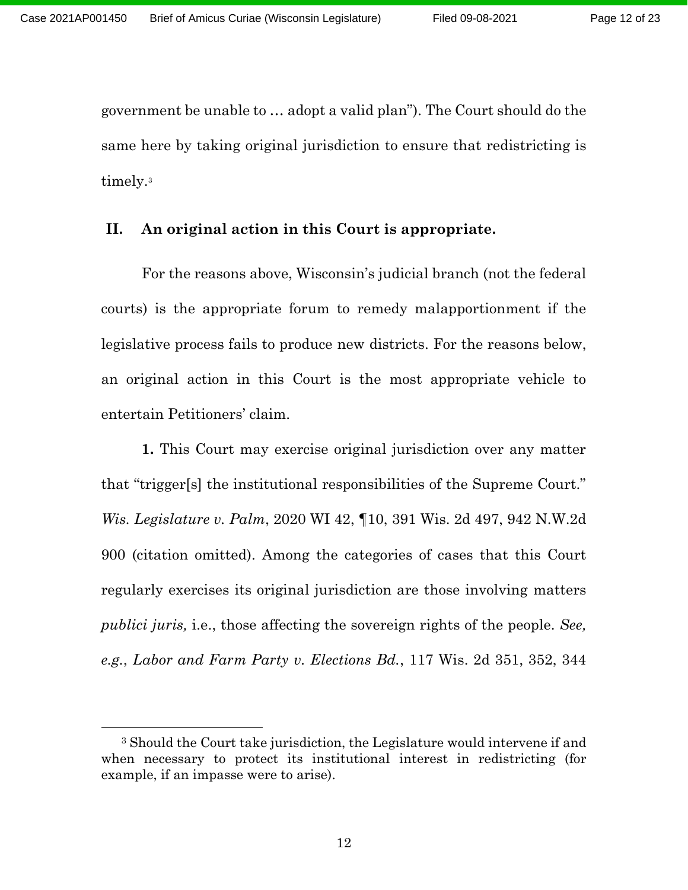government be unable to … adopt a valid plan"). The Court should do the same here by taking original jurisdiction to ensure that redistricting is timely.[3]

## II. An original action in this Court is appropriate.

For the reasons above, Wisconsin's judicial branch (not the federal courts) is the appropriate forum to remedy malapportionment if the legislative process fails to produce new districts. For the reasons below, an original action in this Court is the most appropriate vehicle to entertain Petitioners' claim.

**1.** This Court may exercise original jurisdiction over any matter that "trigger[s] the institutional responsibilities of the Supreme Court." *Wis. Legislature v. Palm*, 2020 WI 42, ¶10, 391 Wis. 2d 497, 942 N.W.2d 900 (citation omitted). Among the categories of cases that this Court regularly exercises its original jurisdiction are those involving matters *publici juris,* i.e., those affecting the sovereign rights of the people. *See, e.g.*, *Labor and Farm Party v. Elections Bd.*, 117 Wis. 2d 351, 352, 344

---

[3] Should the Court take jurisdiction, the Legislature would intervene if and when necessary to protect its institutional interest in redistricting (for example, if an impasse were to arise).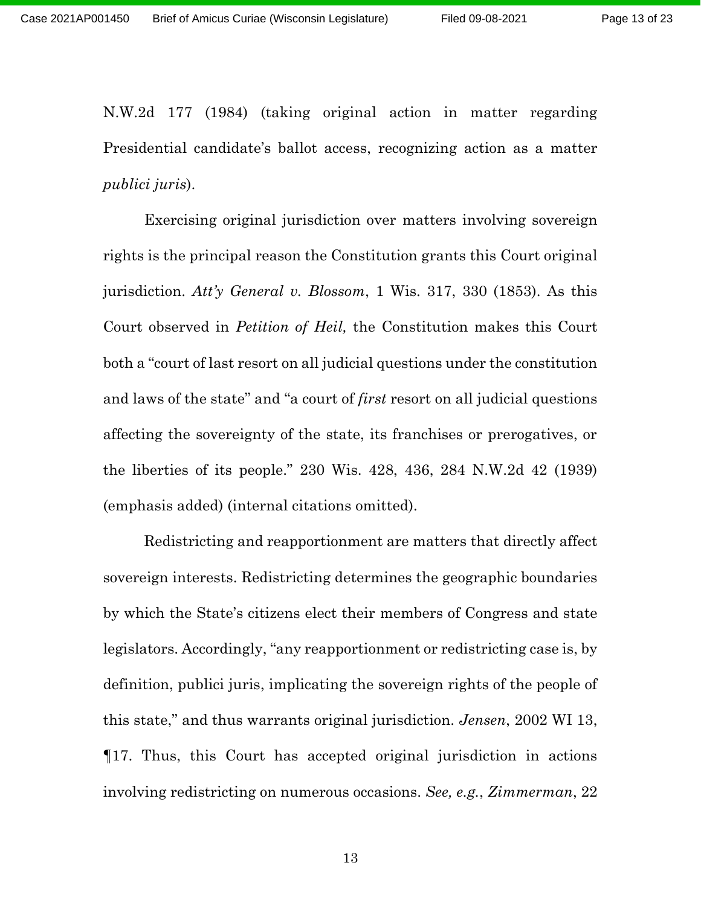N.W.2d 177 (1984) (taking original action in matter regarding Presidential candidate's ballot access, recognizing action as a matter *publici juris*).

Exercising original jurisdiction over matters involving sovereign rights is the principal reason the Constitution grants this Court original jurisdiction. *Att'y General v. Blossom*, 1 Wis. 317, 330 (1853). As this Court observed in *Petition of Heil,* the Constitution makes this Court both a "court of last resort on all judicial questions under the constitution and laws of the state" and "a court of *first* resort on all judicial questions affecting the sovereignty of the state, its franchises or prerogatives, or the liberties of its people." 230 Wis. 428, 436, 284 N.W.2d 42 (1939) (emphasis added) (internal citations omitted).

Redistricting and reapportionment are matters that directly affect sovereign interests. Redistricting determines the geographic boundaries by which the State's citizens elect their members of Congress and state legislators. Accordingly, "any reapportionment or redistricting case is, by definition, publici juris, implicating the sovereign rights of the people of this state," and thus warrants original jurisdiction. *Jensen*, 2002 WI 13, ¶17. Thus, this Court has accepted original jurisdiction in actions involving redistricting on numerous occasions. *See, e.g.*, *Zimmerman*, 22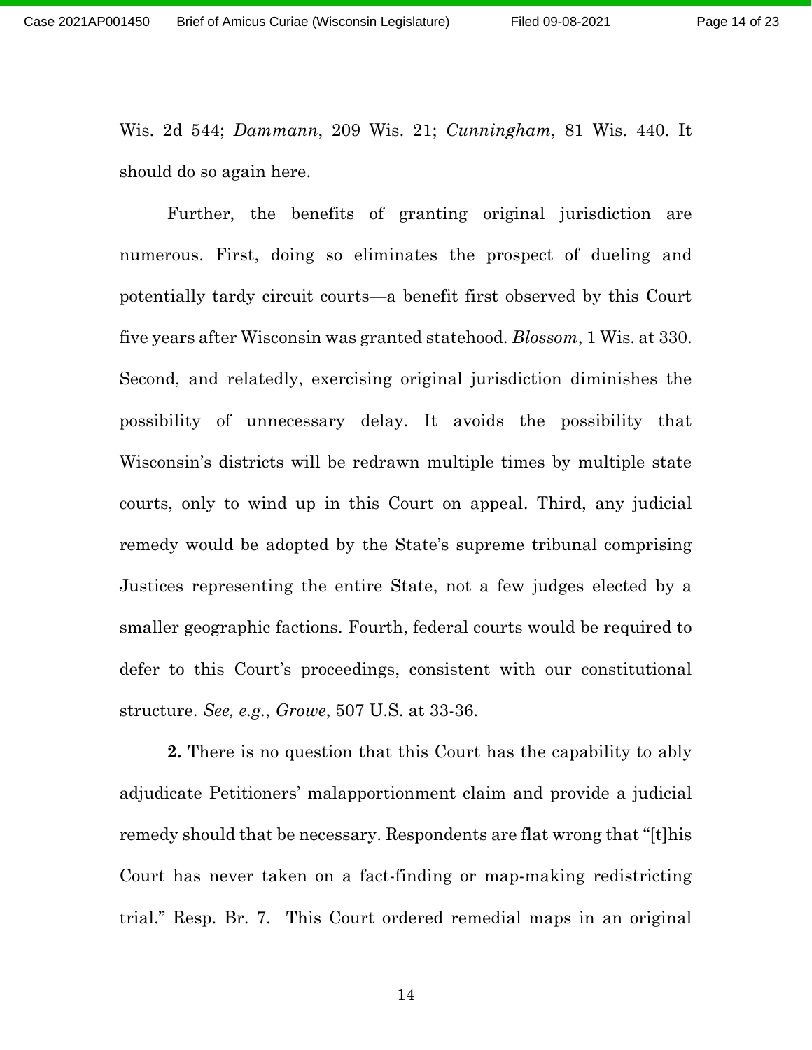Wis. 2d 544; *Dammann*, 209 Wis. 21; *Cunningham*, 81 Wis. 440. It should do so again here.

Further, the benefits of granting original jurisdiction are numerous. First, doing so eliminates the prospect of dueling and potentially tardy circuit courts—a benefit first observed by this Court five years after Wisconsin was granted statehood. *Blossom*, 1 Wis. at 330. Second, and relatedly, exercising original jurisdiction diminishes the possibility of unnecessary delay. It avoids the possibility that Wisconsin's districts will be redrawn multiple times by multiple state courts, only to wind up in this Court on appeal. Third, any judicial remedy would be adopted by the State's supreme tribunal comprising Justices representing the entire State, not a few judges elected by a smaller geographic factions. Fourth, federal courts would be required to defer to this Court's proceedings, consistent with our constitutional structure. *See, e.g.*, *Growe*, 507 U.S. at 33-36.

**2.** There is no question that this Court has the capability to ably adjudicate Petitioners' malapportionment claim and provide a judicial remedy should that be necessary. Respondents are flat wrong that "[t]his Court has never taken on a fact-finding or map-making redistricting trial." Resp. Br. 7. This Court ordered remedial maps in an original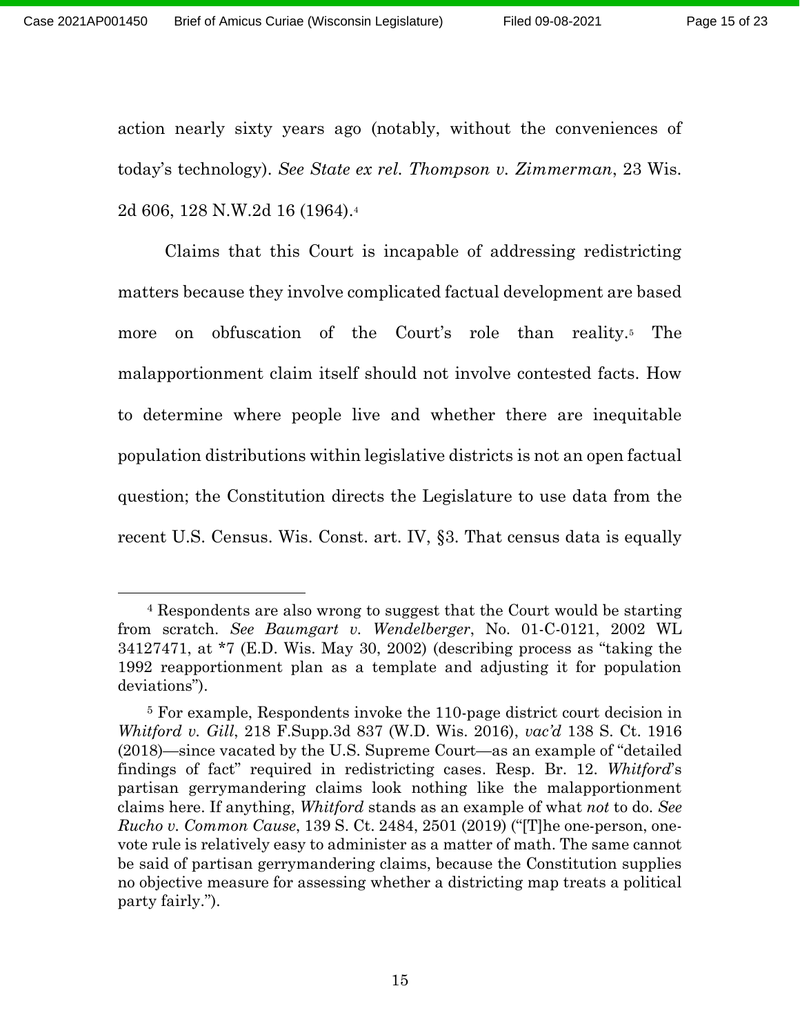action nearly sixty years ago (notably, without the conveniences of today's technology). *See State ex rel. Thompson v. Zimmerman*, 23 Wis. 2d 606, 128 N.W.2d 16 (1964).[4]

Claims that this Court is incapable of addressing redistricting matters because they involve complicated factual development are based more on obfuscation of the Court's role than reality.[5] The malapportionment claim itself should not involve contested facts. How to determine where people live and whether there are inequitable population distributions within legislative districts is not an open factual question; the Constitution directs the Legislature to use data from the recent U.S. Census. Wis. Const. art. IV, §3. That census data is equally

---

[4] Respondents are also wrong to suggest that the Court would be starting from scratch. *See Baumgart v. Wendelberger*, No. 01-C-0121, 2002 WL 34127471, at *7 (E.D. Wis. May 30, 2002) (describing process as "taking the 1992 reapportionment plan as a template and adjusting it for population deviations").

[5] For example, Respondents invoke the 110-page district court decision in *Whitford v. Gill*, 218 F.Supp.3d 837 (W.D. Wis. 2016), *vac'd* 138 S. Ct. 1916 (2018)—since vacated by the U.S. Supreme Court—as an example of "detailed findings of fact" required in redistricting cases. Resp. Br. 12. *Whitford*'s partisan gerrymandering claims look nothing like the malapportionment claims here. If anything, *Whitford* stands as an example of what *not* to do. *See Rucho v. Common Cause*, 139 S. Ct. 2484, 2501 (2019) ("[T]he one-person, one-vote rule is relatively easy to administer as a matter of math. The same cannot be said of partisan gerrymandering claims, because the Constitution supplies no objective measure for assessing whether a districting map treats a political party fairly.").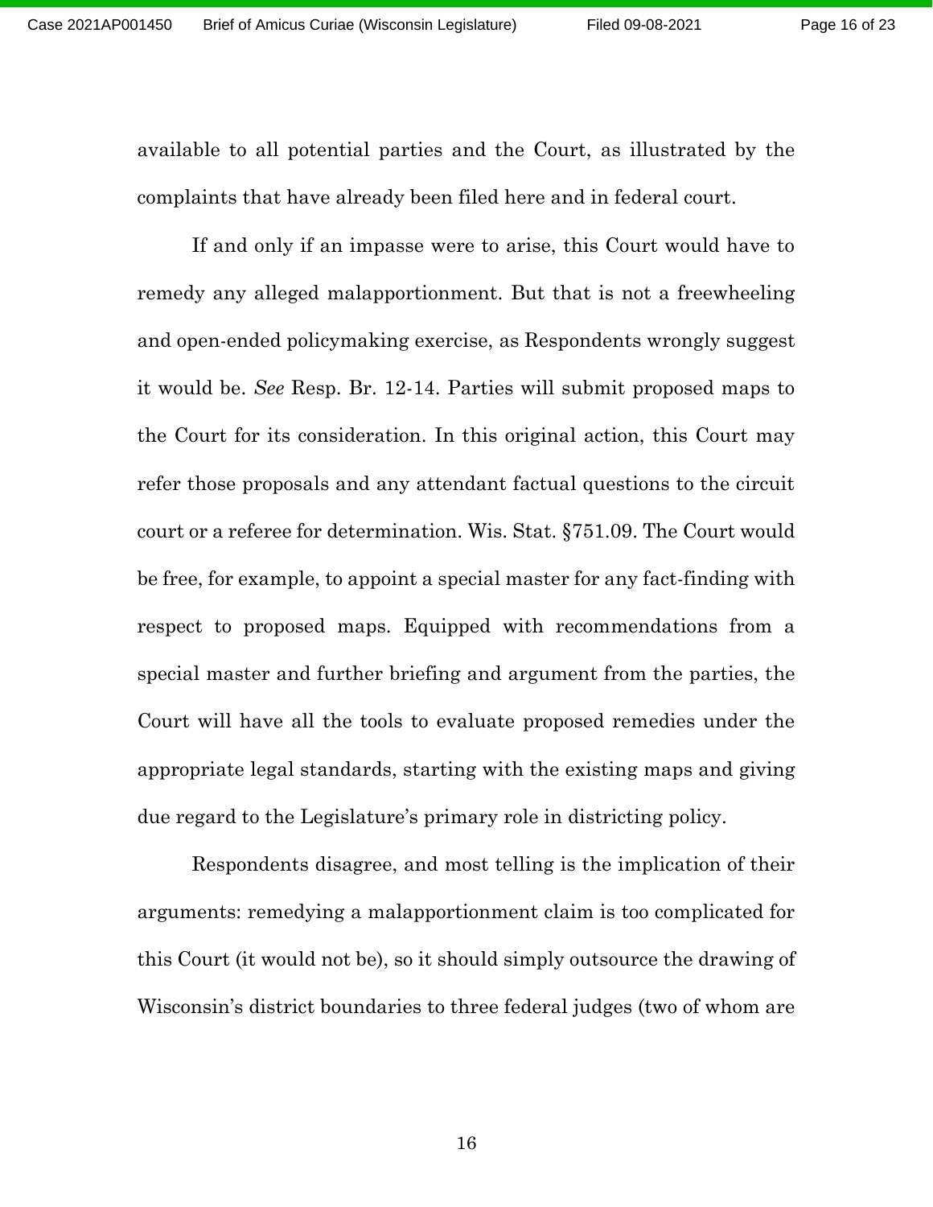available to all potential parties and the Court, as illustrated by the complaints that have already been filed here and in federal court.

If and only if an impasse were to arise, this Court would have to remedy any alleged malapportionment. But that is not a freewheeling and open-ended policymaking exercise, as Respondents wrongly suggest it would be. *See* Resp. Br. 12-14. Parties will submit proposed maps to the Court for its consideration. In this original action, this Court may refer those proposals and any attendant factual questions to the circuit court or a referee for determination. Wis. Stat. §751.09. The Court would be free, for example, to appoint a special master for any fact-finding with respect to proposed maps. Equipped with recommendations from a special master and further briefing and argument from the parties, the Court will have all the tools to evaluate proposed remedies under the appropriate legal standards, starting with the existing maps and giving due regard to the Legislature's primary role in districting policy.

Respondents disagree, and most telling is the implication of their arguments: remedying a malapportionment claim is too complicated for this Court (it would not be), so it should simply outsource the drawing of Wisconsin's district boundaries to three federal judges (two of whom are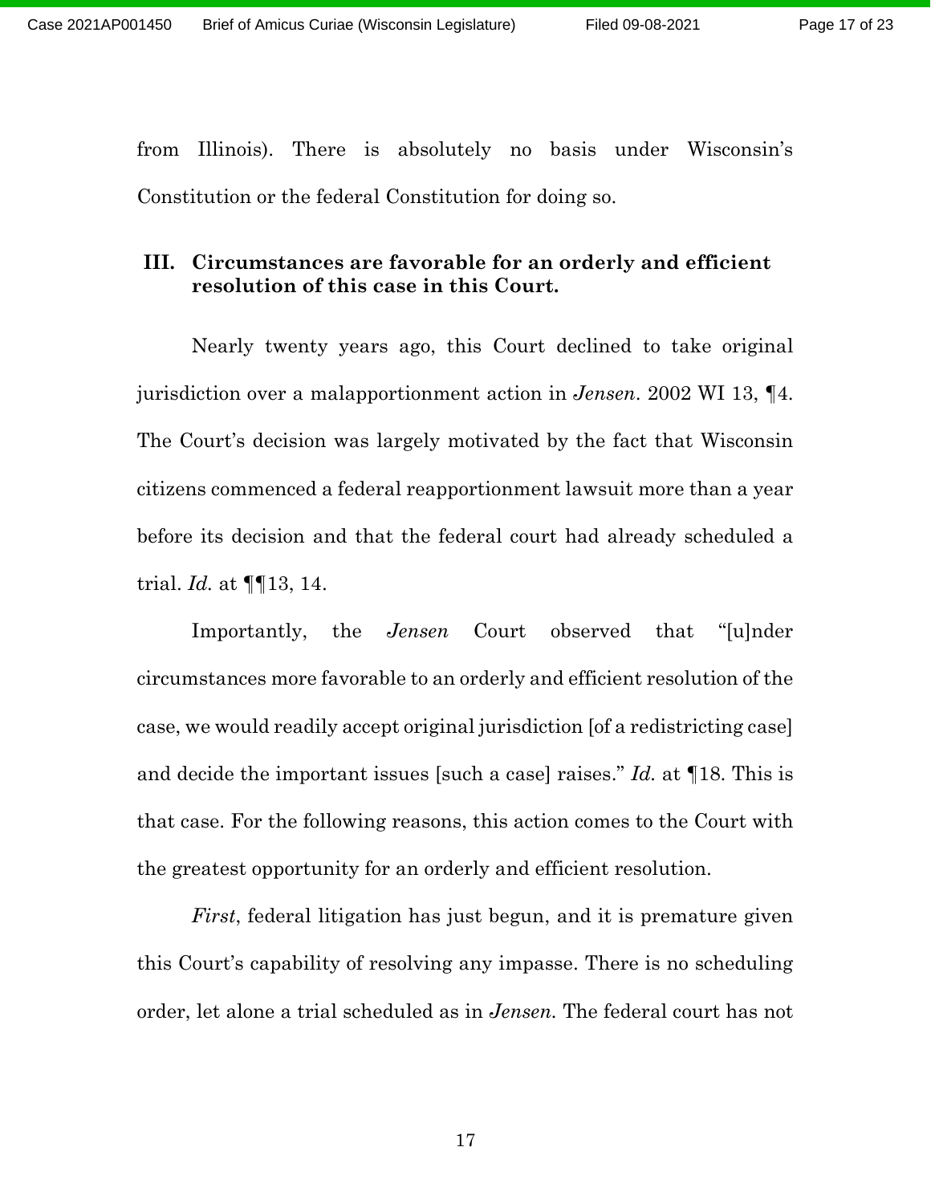from Illinois). There is absolutely no basis under Wisconsin's Constitution or the federal Constitution for doing so.

## III. Circumstances are favorable for an orderly and efficient resolution of this case in this Court.

Nearly twenty years ago, this Court declined to take original jurisdiction over a malapportionment action in *Jensen*. 2002 WI 13, ¶4. The Court's decision was largely motivated by the fact that Wisconsin citizens commenced a federal reapportionment lawsuit more than a year before its decision and that the federal court had already scheduled a trial. *Id.* at ¶¶13, 14.

Importantly, the *Jensen* Court observed that "[u]nder circumstances more favorable to an orderly and efficient resolution of the case, we would readily accept original jurisdiction [of a redistricting case] and decide the important issues [such a case] raises." *Id.* at ¶18. This is that case. For the following reasons, this action comes to the Court with the greatest opportunity for an orderly and efficient resolution.

*First*, federal litigation has just begun, and it is premature given this Court's capability of resolving any impasse. There is no scheduling order, let alone a trial scheduled as in *Jensen*. The federal court has not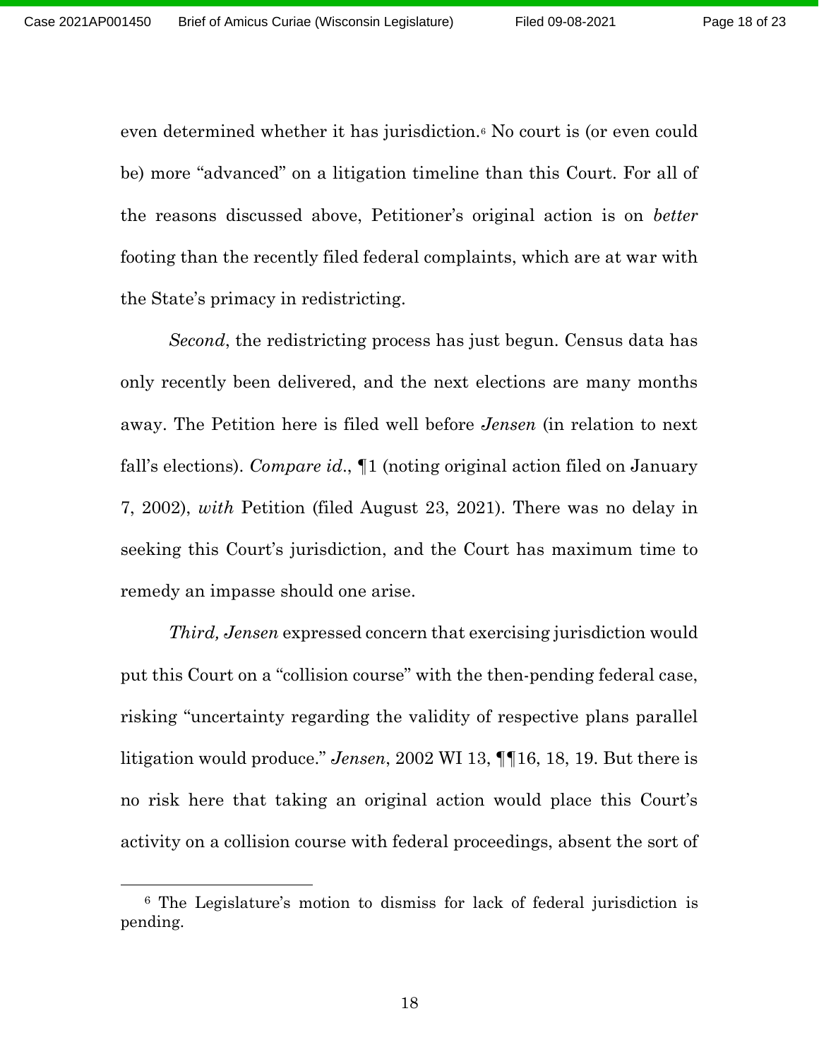even determined whether it has jurisdiction.[6] No court is (or even could be) more "advanced" on a litigation timeline than this Court. For all of the reasons discussed above, Petitioner's original action is on *better* footing than the recently filed federal complaints, which are at war with the State's primacy in redistricting.

*Second*, the redistricting process has just begun. Census data has only recently been delivered, and the next elections are many months away. The Petition here is filed well before *Jensen* (in relation to next fall's elections). *Compare id.*, ¶1 (noting original action filed on January 7, 2002), *with* Petition (filed August 23, 2021). There was no delay in seeking this Court's jurisdiction, and the Court has maximum time to remedy an impasse should one arise.

*Third, Jensen* expressed concern that exercising jurisdiction would put this Court on a "collision course" with the then-pending federal case, risking "uncertainty regarding the validity of respective plans parallel litigation would produce." *Jensen*, 2002 WI 13, ¶¶16, 18, 19. But there is no risk here that taking an original action would place this Court's activity on a collision course with federal proceedings, absent the sort of

---

[6] The Legislature's motion to dismiss for lack of federal jurisdiction is pending.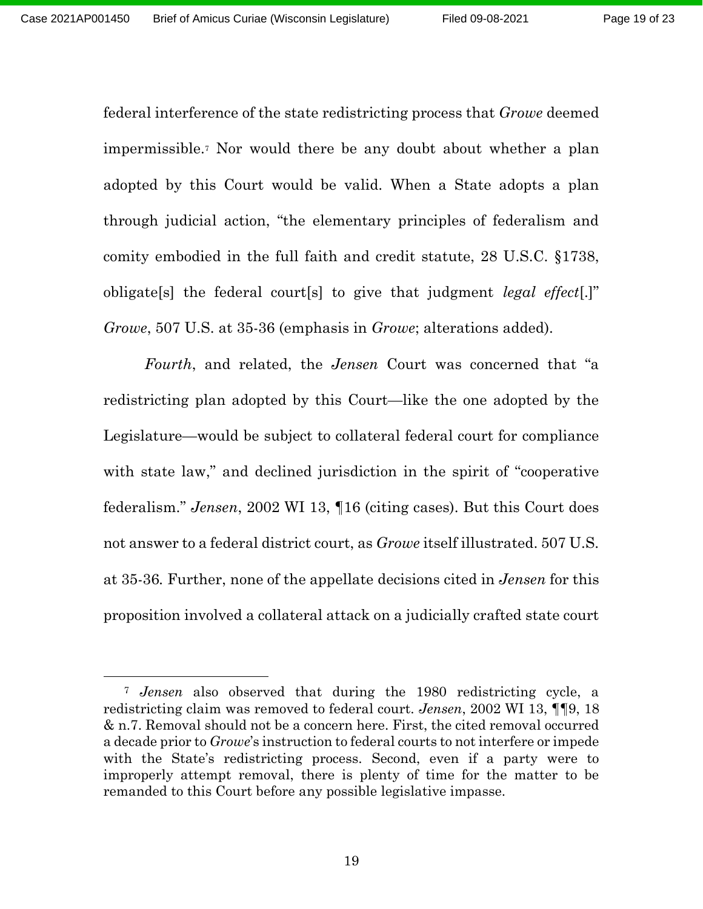federal interference of the state redistricting process that *Growe* deemed impermissible.[7] Nor would there be any doubt about whether a plan adopted by this Court would be valid. When a State adopts a plan through judicial action, "the elementary principles of federalism and comity embodied in the full faith and credit statute, 28 U.S.C. §1738, obligate[s] the federal court[s] to give that judgment *legal effect*[.]" *Growe*, 507 U.S. at 35-36 (emphasis in *Growe*; alterations added).

*Fourth*, and related, the *Jensen* Court was concerned that "a redistricting plan adopted by this Court—like the one adopted by the Legislature—would be subject to collateral federal court for compliance with state law," and declined jurisdiction in the spirit of "cooperative federalism." *Jensen*, 2002 WI 13, ¶16 (citing cases). But this Court does not answer to a federal district court, as *Growe* itself illustrated. 507 U.S. at 35-36. Further, none of the appellate decisions cited in *Jensen* for this proposition involved a collateral attack on a judicially crafted state court

---

[7] *Jensen* also observed that during the 1980 redistricting cycle, a redistricting claim was removed to federal court. *Jensen*, 2002 WI 13, ¶¶9, 18 & n.7. Removal should not be a concern here. First, the cited removal occurred a decade prior to *Growe*'s instruction to federal courts to not interfere or impede with the State's redistricting process. Second, even if a party were to improperly attempt removal, there is plenty of time for the matter to be remanded to this Court before any possible legislative impasse.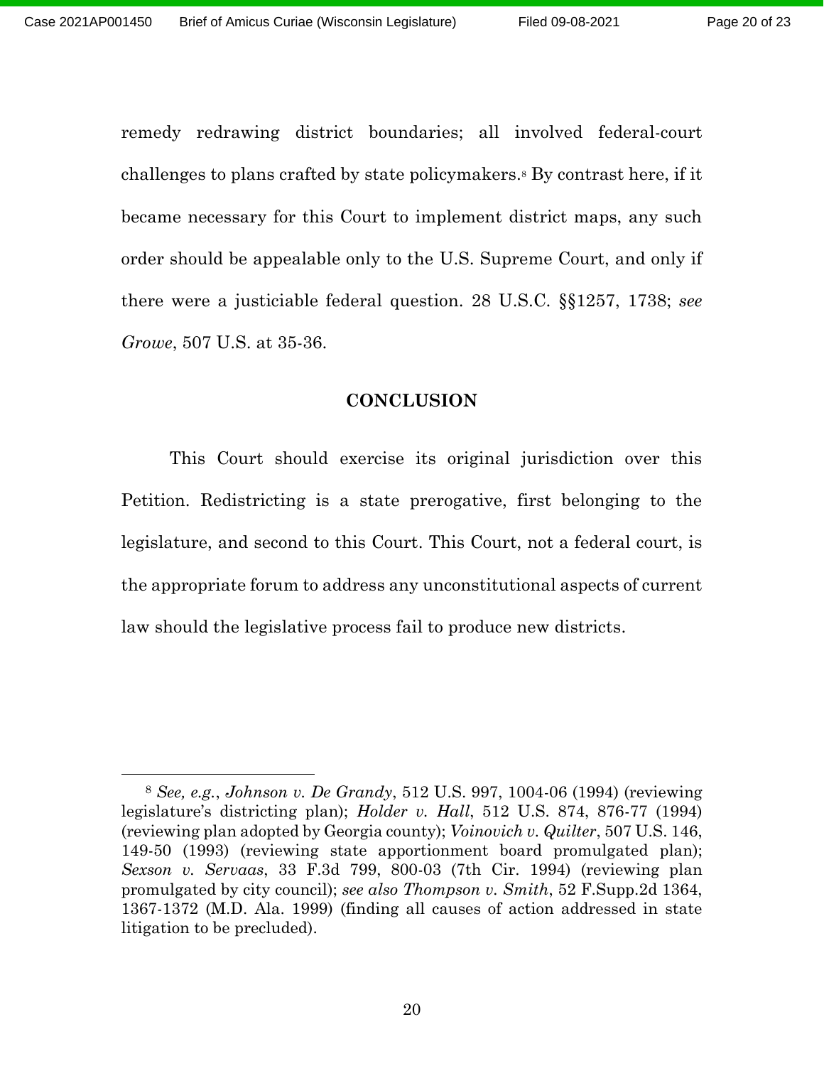remedy redrawing district boundaries; all involved federal-court challenges to plans crafted by state policymakers.[8] By contrast here, if it became necessary for this Court to implement district maps, any such order should be appealable only to the U.S. Supreme Court, and only if there were a justiciable federal question. 28 U.S.C. §§1257, 1738; *see Growe*, 507 U.S. at 35-36.

## CONCLUSION

This Court should exercise its original jurisdiction over this Petition. Redistricting is a state prerogative, first belonging to the legislature, and second to this Court. This Court, not a federal court, is the appropriate forum to address any unconstitutional aspects of current law should the legislative process fail to produce new districts.

---

[8] *See, e.g.*, *Johnson v. De Grandy*, 512 U.S. 997, 1004-06 (1994) (reviewing legislature's districting plan); *Holder v. Hall*, 512 U.S. 874, 876-77 (1994) (reviewing plan adopted by Georgia county); *Voinovich v. Quilter*, 507 U.S. 146, 149-50 (1993) (reviewing state apportionment board promulgated plan); *Sexson v. Servaas*, 33 F.3d 799, 800-03 (7th Cir. 1994) (reviewing plan promulgated by city council); *see also Thompson v. Smith*, 52 F.Supp.2d 1364, 1367-1372 (M.D. Ala. 1999) (finding all causes of action addressed in state litigation to be precluded).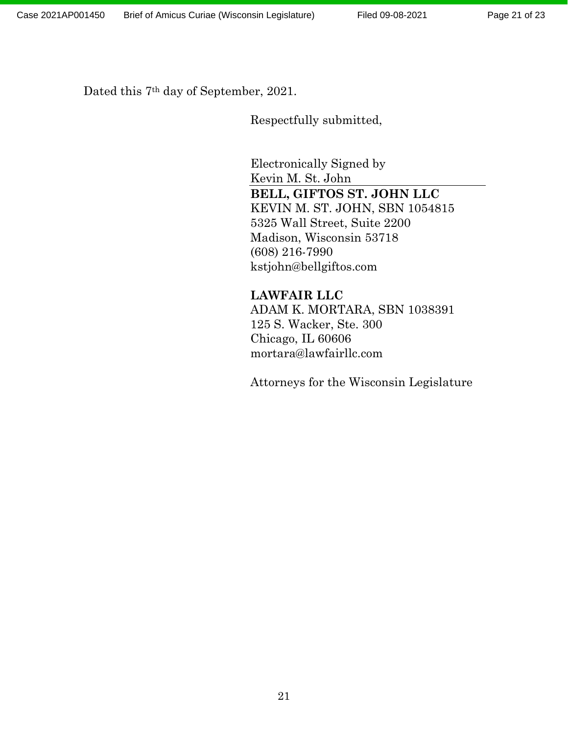Dated this 7th day of September, 2021.

Respectfully submitted,

Electronically Signed by
Kevin M. St. John

**BELL, GIFTOS ST. JOHN LLC**
KEVIN M. ST. JOHN, SBN 1054815
5325 Wall Street, Suite 2200
Madison, Wisconsin 53718
(608) 216-7990
kstjohn@bellgiftos.com

**LAWFAIR LLC**
ADAM K. MORTARA, SBN 1038391
125 S. Wacker, Ste. 300
Chicago, IL 60606
mortara@lawfairllc.com

Attorneys for the Wisconsin Legislature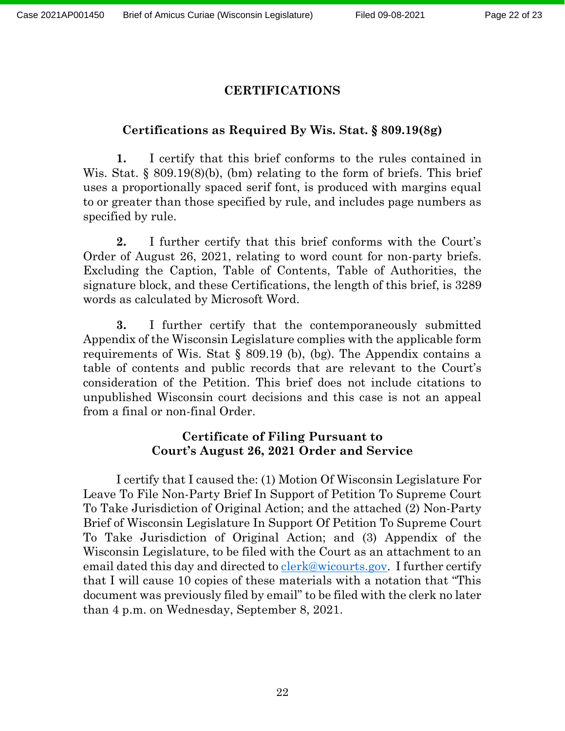# CERTIFICATIONS

## Certifications as Required By Wis. Stat. § 809.19(8g)

**1.** I certify that this brief conforms to the rules contained in Wis. Stat. § 809.19(8)(b), (bm) relating to the form of briefs. This brief uses a proportionally spaced serif font, is produced with margins equal to or greater than those specified by rule, and includes page numbers as specified by rule.

**2.** I further certify that this brief conforms with the Court's Order of August 26, 2021, relating to word count for non-party briefs. Excluding the Caption, Table of Contents, Table of Authorities, the signature block, and these Certifications, the length of this brief, is 3289 words as calculated by Microsoft Word.

**3.** I further certify that the contemporaneously submitted Appendix of the Wisconsin Legislature complies with the applicable form requirements of Wis. Stat § 809.19 (b), (bg). The Appendix contains a table of contents and public records that are relevant to the Court's consideration of the Petition. This brief does not include citations to unpublished Wisconsin court decisions and this case is not an appeal from a final or non-final Order.

## Certificate of Filing Pursuant to Court's August 26, 2021 Order and Service

I certify that I caused the: (1) Motion Of Wisconsin Legislature For Leave To File Non-Party Brief In Support of Petition To Supreme Court To Take Jurisdiction of Original Action; and the attached (2) Non-Party Brief of Wisconsin Legislature In Support Of Petition To Supreme Court To Take Jurisdiction of Original Action; and (3) Appendix of the Wisconsin Legislature, to be filed with the Court as an attachment to an email dated this day and directed to clerk@wicourts.gov. I further certify that I will cause 10 copies of these materials with a notation that "This document was previously filed by email" to be filed with the clerk no later than 4 p.m. on Wednesday, September 8, 2021.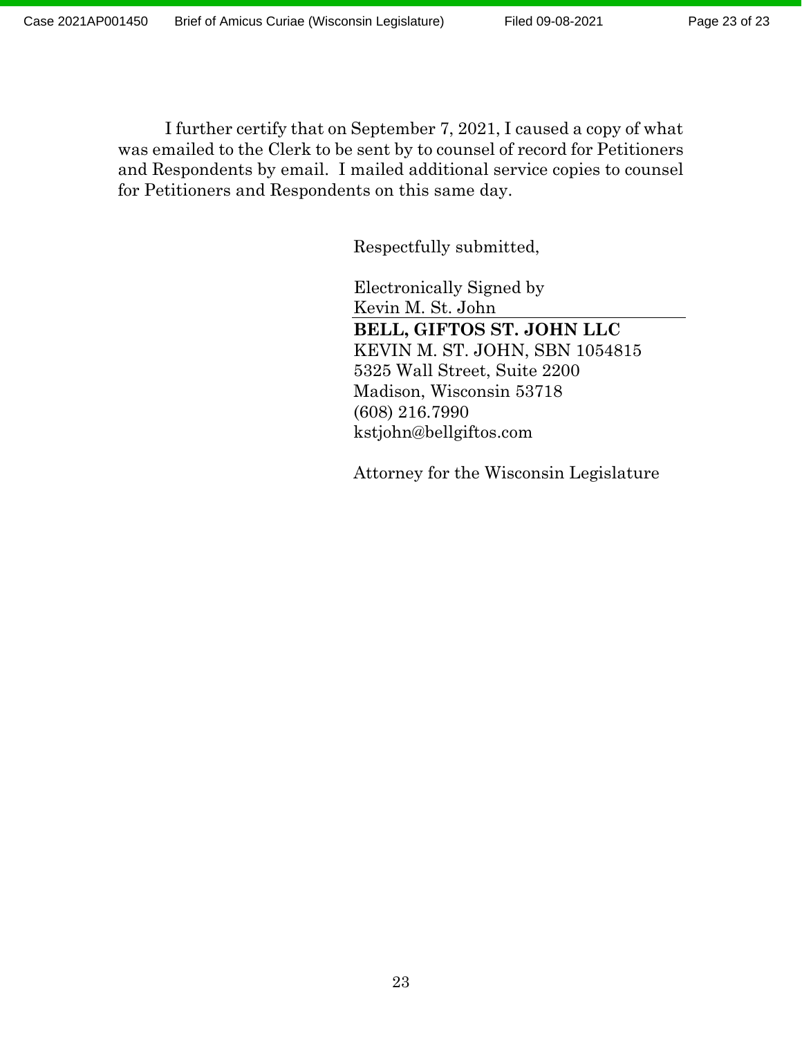I further certify that on September 7, 2021, I caused a copy of what was emailed to the Clerk to be sent by to counsel of record for Petitioners and Respondents by email. I mailed additional service copies to counsel for Petitioners and Respondents on this same day.

Respectfully submitted,

Electronically Signed by
Kevin M. St. John

**BELL, GIFTOS ST. JOHN LLC**
KEVIN M. ST. JOHN, SBN 1054815
5325 Wall Street, Suite 2200
Madison, Wisconsin 53718
(608) 216.7990
kstjohn@bellgiftos.com

Attorney for the Wisconsin Legislature